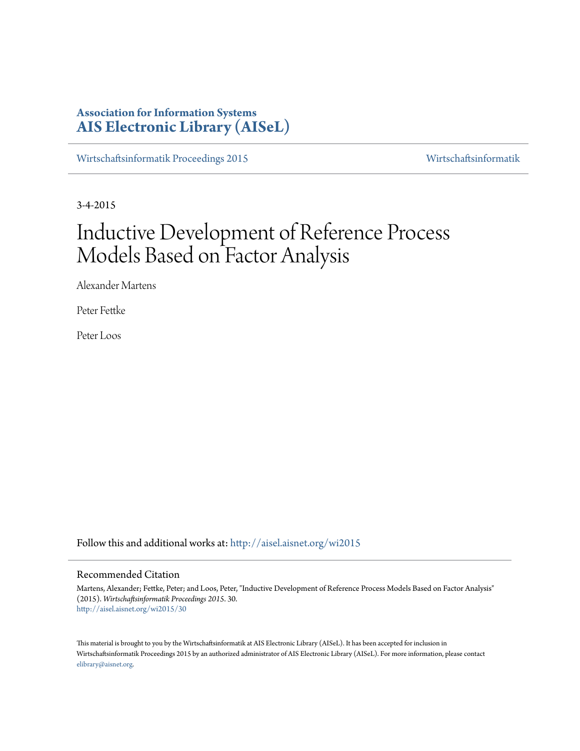**Association for Information Systems**
**AIS Electronic Library (AISeL)**

Wirtschaftsinformatik Proceedings 2015 | Wirtschaftsinformatik

3-4-2015

# Inductive Development of Reference Process Models Based on Factor Analysis

Alexander Martens

Peter Fettke

Peter Loos

Follow this and additional works at: http://aisel.aisnet.org/wi2015

## Recommended Citation

Martens, Alexander; Fettke, Peter; and Loos, Peter, "Inductive Development of Reference Process Models Based on Factor Analysis" (2015). *Wirtschaftsinformatik Proceedings 2015*. 30.
http://aisel.aisnet.org/wi2015/30

This material is brought to you by the Wirtschaftsinformatik at AIS Electronic Library (AISeL). It has been accepted for inclusion in Wirtschaftsinformatik Proceedings 2015 by an authorized administrator of AIS Electronic Library (AISeL). For more information, please contact elibrary@aisnet.org.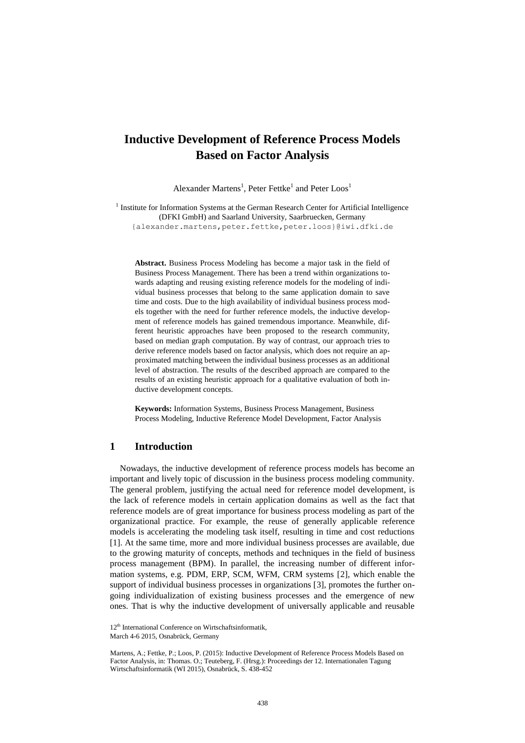# Inductive Development of Reference Process Models Based on Factor Analysis

Alexander Martens[1], Peter Fettke[1] and Peter Loos[1]

[1] Institute for Information Systems at the German Research Center for Artificial Intelligence (DFKI GmbH) and Saarland University, Saarbruecken, Germany
{alexander.martens,peter.fettke,peter.loos}@iwi.dfki.de

**Abstract.** Business Process Modeling has become a major task in the field of Business Process Management. There has been a trend within organizations towards adapting and reusing existing reference models for the modeling of individual business processes that belong to the same application domain to save time and costs. Due to the high availability of individual business process models together with the need for further reference models, the inductive development of reference models has gained tremendous importance. Meanwhile, different heuristic approaches have been proposed to the research community, based on median graph computation. By way of contrast, our approach tries to derive reference models based on factor analysis, which does not require an approximated matching between the individual business processes as an additional level of abstraction. The results of the described approach are compared to the results of an existing heuristic approach for a qualitative evaluation of both inductive development concepts.

**Keywords:** Information Systems, Business Process Management, Business Process Modeling, Inductive Reference Model Development, Factor Analysis

## 1 Introduction

Nowadays, the inductive development of reference process models has become an important and lively topic of discussion in the business process modeling community. The general problem, justifying the actual need for reference model development, is the lack of reference models in certain application domains as well as the fact that reference models are of great importance for business process modeling as part of the organizational practice. For example, the reuse of generally applicable reference models is accelerating the modeling task itself, resulting in time and cost reductions [1]. At the same time, more and more individual business processes are available, due to the growing maturity of concepts, methods and techniques in the field of business process management (BPM). In parallel, the increasing number of different information systems, e.g. PDM, ERP, SCM, WFM, CRM systems [2], which enable the support of individual business processes in organizations [3], promotes the further ongoing individualization of existing business processes and the emergence of new ones. That is why the inductive development of universally applicable and reusable

12th International Conference on Wirtschaftsinformatik,
March 4-6 2015, Osnabrück, Germany

Martens, A.; Fettke, P.; Loos, P. (2015): Inductive Development of Reference Process Models Based on Factor Analysis, in: Thomas. O.; Teuteberg, F. (Hrsg.): Proceedings der 12. Internationalen Tagung Wirtschaftsinformatik (WI 2015), Osnabrück, S. 438-452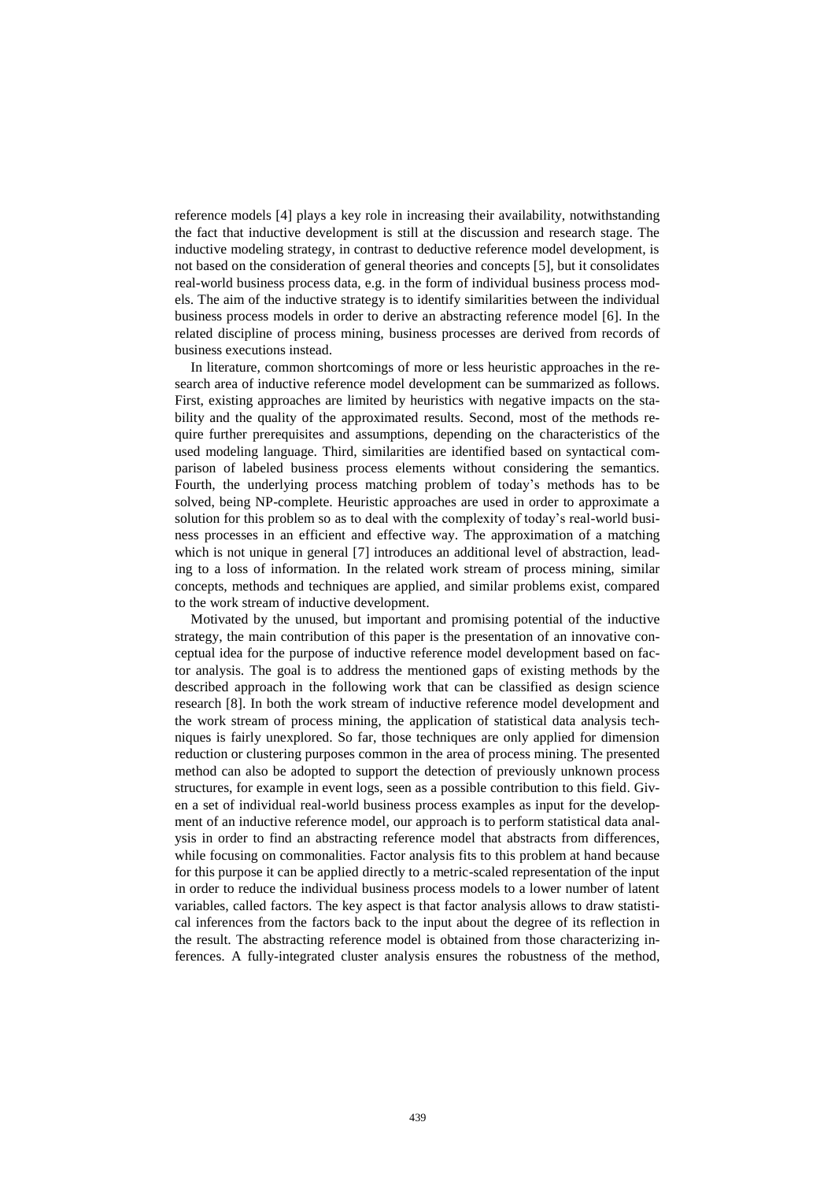reference models [4] plays a key role in increasing their availability, notwithstanding the fact that inductive development is still at the discussion and research stage. The inductive modeling strategy, in contrast to deductive reference model development, is not based on the consideration of general theories and concepts [5], but it consolidates real-world business process data, e.g. in the form of individual business process models. The aim of the inductive strategy is to identify similarities between the individual business process models in order to derive an abstracting reference model [6]. In the related discipline of process mining, business processes are derived from records of business executions instead.

In literature, common shortcomings of more or less heuristic approaches in the research area of inductive reference model development can be summarized as follows. First, existing approaches are limited by heuristics with negative impacts on the stability and the quality of the approximated results. Second, most of the methods require further prerequisites and assumptions, depending on the characteristics of the used modeling language. Third, similarities are identified based on syntactical comparison of labeled business process elements without considering the semantics. Fourth, the underlying process matching problem of today's methods has to be solved, being NP-complete. Heuristic approaches are used in order to approximate a solution for this problem so as to deal with the complexity of today's real-world business processes in an efficient and effective way. The approximation of a matching which is not unique in general [7] introduces an additional level of abstraction, leading to a loss of information. In the related work stream of process mining, similar concepts, methods and techniques are applied, and similar problems exist, compared to the work stream of inductive development.

Motivated by the unused, but important and promising potential of the inductive strategy, the main contribution of this paper is the presentation of an innovative conceptual idea for the purpose of inductive reference model development based on factor analysis. The goal is to address the mentioned gaps of existing methods by the described approach in the following work that can be classified as design science research [8]. In both the work stream of inductive reference model development and the work stream of process mining, the application of statistical data analysis techniques is fairly unexplored. So far, those techniques are only applied for dimension reduction or clustering purposes common in the area of process mining. The presented method can also be adopted to support the detection of previously unknown process structures, for example in event logs, seen as a possible contribution to this field. Given a set of individual real-world business process examples as input for the development of an inductive reference model, our approach is to perform statistical data analysis in order to find an abstracting reference model that abstracts from differences, while focusing on commonalities. Factor analysis fits to this problem at hand because for this purpose it can be applied directly to a metric-scaled representation of the input in order to reduce the individual business process models to a lower number of latent variables, called factors. The key aspect is that factor analysis allows to draw statistical inferences from the factors back to the input about the degree of its reflection in the result. The abstracting reference model is obtained from those characterizing inferences. A fully-integrated cluster analysis ensures the robustness of the method,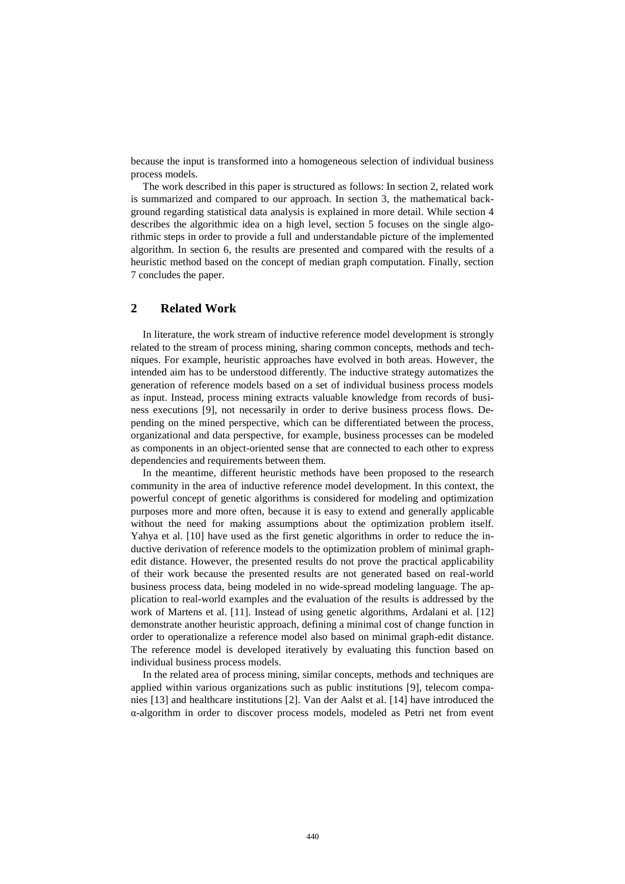because the input is transformed into a homogeneous selection of individual business process models.

The work described in this paper is structured as follows: In section 2, related work is summarized and compared to our approach. In section 3, the mathematical background regarding statistical data analysis is explained in more detail. While section 4 describes the algorithmic idea on a high level, section 5 focuses on the single algorithmic steps in order to provide a full and understandable picture of the implemented algorithm. In section 6, the results are presented and compared with the results of a heuristic method based on the concept of median graph computation. Finally, section 7 concludes the paper.

## 2 Related Work

In literature, the work stream of inductive reference model development is strongly related to the stream of process mining, sharing common concepts, methods and techniques. For example, heuristic approaches have evolved in both areas. However, the intended aim has to be understood differently. The inductive strategy automatizes the generation of reference models based on a set of individual business process models as input. Instead, process mining extracts valuable knowledge from records of business executions [9], not necessarily in order to derive business process flows. Depending on the mined perspective, which can be differentiated between the process, organizational and data perspective, for example, business processes can be modeled as components in an object-oriented sense that are connected to each other to express dependencies and requirements between them.

In the meantime, different heuristic methods have been proposed to the research community in the area of inductive reference model development. In this context, the powerful concept of genetic algorithms is considered for modeling and optimization purposes more and more often, because it is easy to extend and generally applicable without the need for making assumptions about the optimization problem itself. Yahya et al. [10] have used as the first genetic algorithms in order to reduce the inductive derivation of reference models to the optimization problem of minimal graph-edit distance. However, the presented results do not prove the practical applicability of their work because the presented results are not generated based on real-world business process data, being modeled in no wide-spread modeling language. The application to real-world examples and the evaluation of the results is addressed by the work of Martens et al. [11]. Instead of using genetic algorithms, Ardalani et al. [12] demonstrate another heuristic approach, defining a minimal cost of change function in order to operationalize a reference model also based on minimal graph-edit distance. The reference model is developed iteratively by evaluating this function based on individual business process models.

In the related area of process mining, similar concepts, methods and techniques are applied within various organizations such as public institutions [9], telecom companies [13] and healthcare institutions [2]. Van der Aalst et al. [14] have introduced the α-algorithm in order to discover process models, modeled as Petri net from event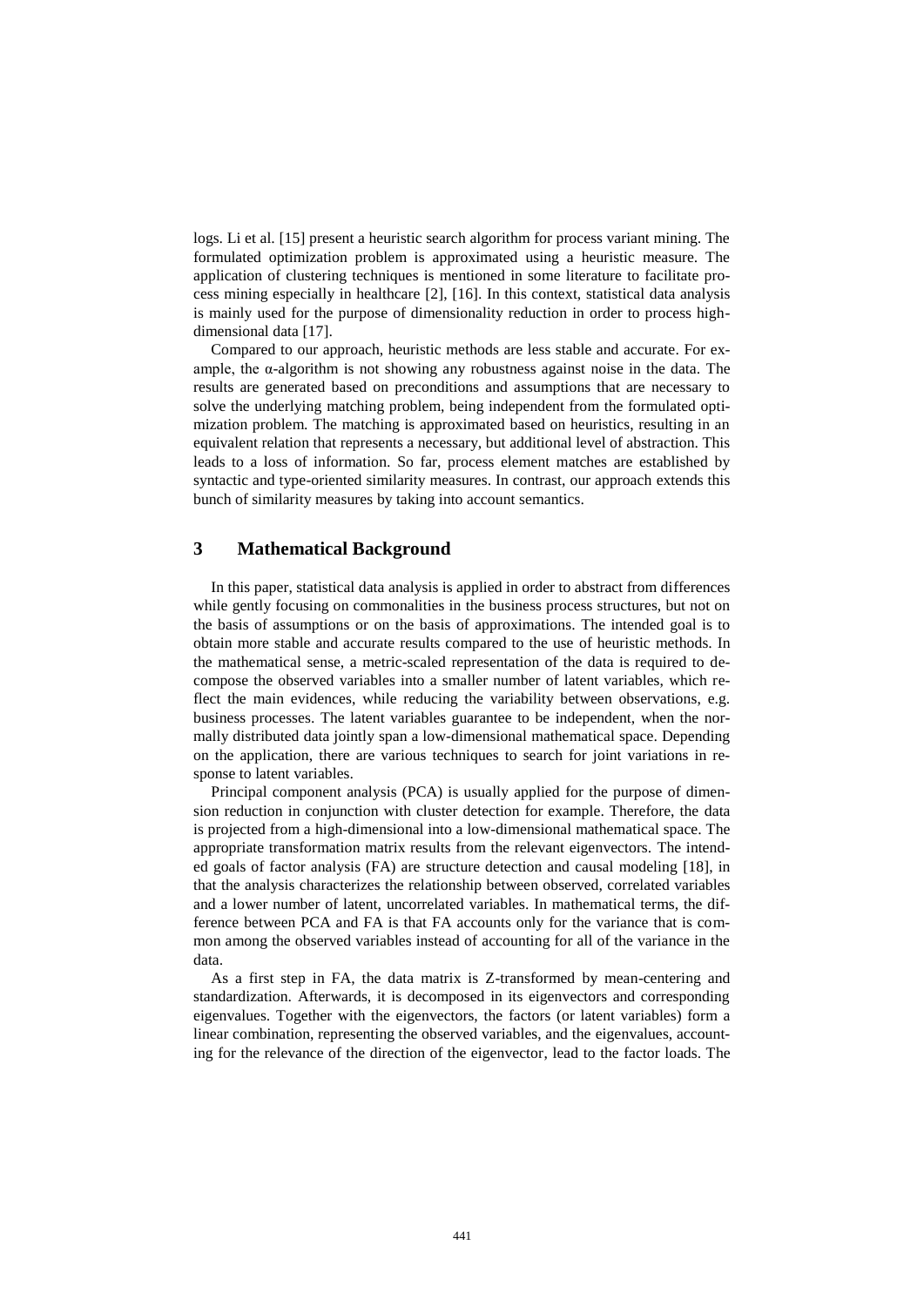logs. Li et al. [15] present a heuristic search algorithm for process variant mining. The formulated optimization problem is approximated using a heuristic measure. The application of clustering techniques is mentioned in some literature to facilitate process mining especially in healthcare [2], [16]. In this context, statistical data analysis is mainly used for the purpose of dimensionality reduction in order to process high-dimensional data [17].

Compared to our approach, heuristic methods are less stable and accurate. For example, the α-algorithm is not showing any robustness against noise in the data. The results are generated based on preconditions and assumptions that are necessary to solve the underlying matching problem, being independent from the formulated optimization problem. The matching is approximated based on heuristics, resulting in an equivalent relation that represents a necessary, but additional level of abstraction. This leads to a loss of information. So far, process element matches are established by syntactic and type-oriented similarity measures. In contrast, our approach extends this bunch of similarity measures by taking into account semantics.

## 3 Mathematical Background

In this paper, statistical data analysis is applied in order to abstract from differences while gently focusing on commonalities in the business process structures, but not on the basis of assumptions or on the basis of approximations. The intended goal is to obtain more stable and accurate results compared to the use of heuristic methods. In the mathematical sense, a metric-scaled representation of the data is required to decompose the observed variables into a smaller number of latent variables, which reflect the main evidences, while reducing the variability between observations, e.g. business processes. The latent variables guarantee to be independent, when the normally distributed data jointly span a low-dimensional mathematical space. Depending on the application, there are various techniques to search for joint variations in response to latent variables.

Principal component analysis (PCA) is usually applied for the purpose of dimension reduction in conjunction with cluster detection for example. Therefore, the data is projected from a high-dimensional into a low-dimensional mathematical space. The appropriate transformation matrix results from the relevant eigenvectors. The intended goals of factor analysis (FA) are structure detection and causal modeling [18], in that the analysis characterizes the relationship between observed, correlated variables and a lower number of latent, uncorrelated variables. In mathematical terms, the difference between PCA and FA is that FA accounts only for the variance that is common among the observed variables instead of accounting for all of the variance in the data.

As a first step in FA, the data matrix is Z-transformed by mean-centering and standardization. Afterwards, it is decomposed in its eigenvectors and corresponding eigenvalues. Together with the eigenvectors, the factors (or latent variables) form a linear combination, representing the observed variables, and the eigenvalues, accounting for the relevance of the direction of the eigenvector, lead to the factor loads. The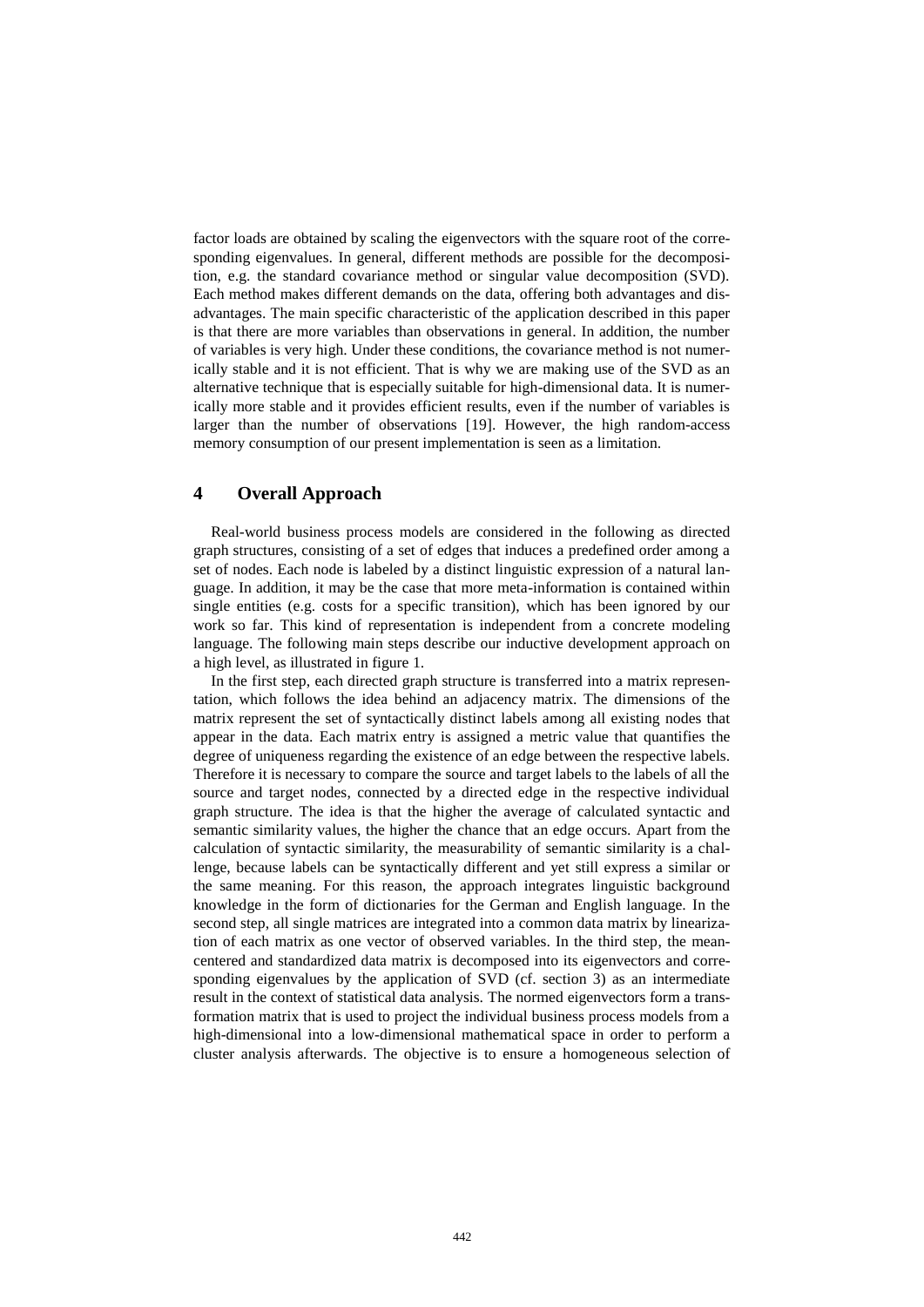factor loads are obtained by scaling the eigenvectors with the square root of the corresponding eigenvalues. In general, different methods are possible for the decomposition, e.g. the standard covariance method or singular value decomposition (SVD). Each method makes different demands on the data, offering both advantages and disadvantages. The main specific characteristic of the application described in this paper is that there are more variables than observations in general. In addition, the number of variables is very high. Under these conditions, the covariance method is not numerically stable and it is not efficient. That is why we are making use of the SVD as an alternative technique that is especially suitable for high-dimensional data. It is numerically more stable and it provides efficient results, even if the number of variables is larger than the number of observations [19]. However, the high random-access memory consumption of our present implementation is seen as a limitation.

## 4 Overall Approach

Real-world business process models are considered in the following as directed graph structures, consisting of a set of edges that induces a predefined order among a set of nodes. Each node is labeled by a distinct linguistic expression of a natural language. In addition, it may be the case that more meta-information is contained within single entities (e.g. costs for a specific transition), which has been ignored by our work so far. This kind of representation is independent from a concrete modeling language. The following main steps describe our inductive development approach on a high level, as illustrated in figure 1.

In the first step, each directed graph structure is transferred into a matrix representation, which follows the idea behind an adjacency matrix. The dimensions of the matrix represent the set of syntactically distinct labels among all existing nodes that appear in the data. Each matrix entry is assigned a metric value that quantifies the degree of uniqueness regarding the existence of an edge between the respective labels. Therefore it is necessary to compare the source and target labels to the labels of all the source and target nodes, connected by a directed edge in the respective individual graph structure. The idea is that the higher the average of calculated syntactic and semantic similarity values, the higher the chance that an edge occurs. Apart from the calculation of syntactic similarity, the measurability of semantic similarity is a challenge, because labels can be syntactically different and yet still express a similar or the same meaning. For this reason, the approach integrates linguistic background knowledge in the form of dictionaries for the German and English language. In the second step, all single matrices are integrated into a common data matrix by linearization of each matrix as one vector of observed variables. In the third step, the mean-centered and standardized data matrix is decomposed into its eigenvectors and corresponding eigenvalues by the application of SVD (cf. section 3) as an intermediate result in the context of statistical data analysis. The normed eigenvectors form a transformation matrix that is used to project the individual business process models from a high-dimensional into a low-dimensional mathematical space in order to perform a cluster analysis afterwards. The objective is to ensure a homogeneous selection of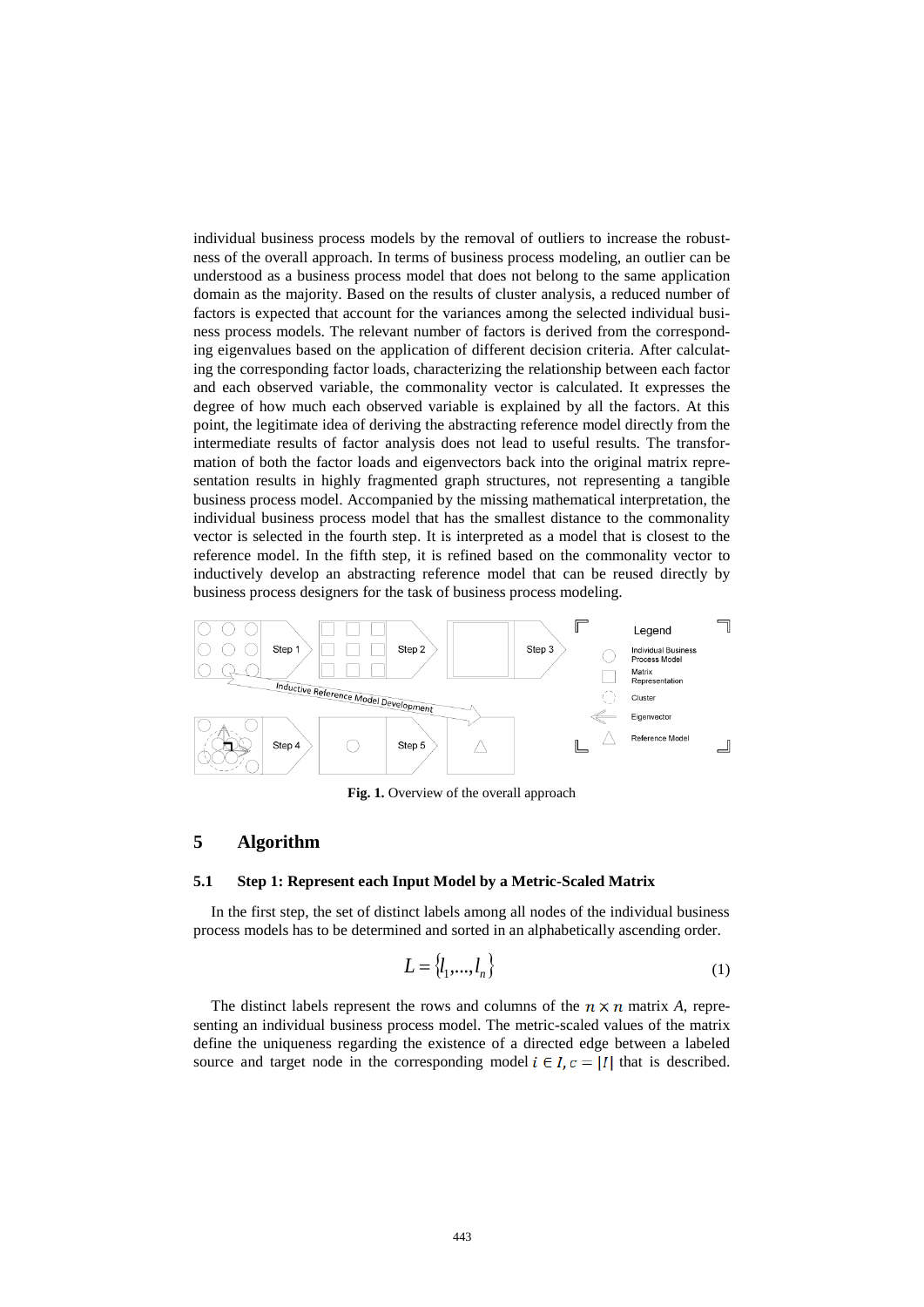individual business process models by the removal of outliers to increase the robustness of the overall approach. In terms of business process modeling, an outlier can be understood as a business process model that does not belong to the same application domain as the majority. Based on the results of cluster analysis, a reduced number of factors is expected that account for the variances among the selected individual business process models. The relevant number of factors is derived from the corresponding eigenvalues based on the application of different decision criteria. After calculating the corresponding factor loads, characterizing the relationship between each factor and each observed variable, the commonality vector is calculated. It expresses the degree of how much each observed variable is explained by all the factors. At this point, the legitimate idea of deriving the abstracting reference model directly from the intermediate results of factor analysis does not lead to useful results. The transformation of both the factor loads and eigenvectors back into the original matrix representation results in highly fragmented graph structures, not representing a tangible business process model. Accompanied by the missing mathematical interpretation, the individual business process model that has the smallest distance to the commonality vector is selected in the fourth step. It is interpreted as a model that is closest to the reference model. In the fifth step, it is refined based on the commonality vector to inductively develop an abstracting reference model that can be reused directly by business process designers for the task of business process modeling.

**Fig. 1.** Overview of the overall approach

## 5 Algorithm

### 5.1 Step 1: Represent each Input Model by a Metric-Scaled Matrix

In the first step, the set of distinct labels among all nodes of the individual business process models has to be determined and sorted in an alphabetically ascending order.

$$L = \{l_1, ..., l_n\} \tag{1}$$

The distinct labels represent the rows and columns of the $n \times n$ matrix *A*, representing an individual business process model. The metric-scaled values of the matrix define the uniqueness regarding the existence of a directed edge between a labeled source and target node in the corresponding model $i \in I, c = |I|$ that is described.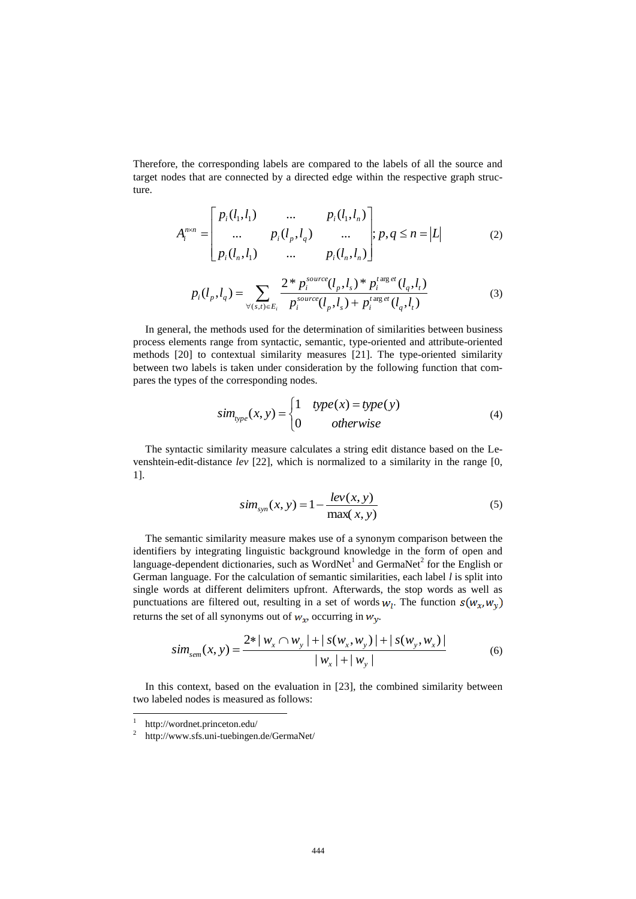Therefore, the corresponding labels are compared to the labels of all the source and target nodes that are connected by a directed edge within the respective graph structure.

$$A_i^{n \times n} = \begin{bmatrix} p_i(l_1, l_1) & \dots & p_i(l_1, l_n) \\ \dots & p_i(l_p, l_q) & \dots \\ p_i(l_n, l_1) & \dots & p_i(l_n, l_n) \end{bmatrix}; p, q \le n = |L| \tag{2}$$

$$p_i(l_p, l_q) = \sum_{\forall (s,t) \in E_i} \frac{2 * p_i^{source}(l_p, l_s) * p_i^{target}(l_q, l_t)}{p_i^{source}(l_p, l_s) + p_i^{target}(l_q, l_t)} \tag{3}$$

In general, the methods used for the determination of similarities between business process elements range from syntactic, semantic, type-oriented and attribute-oriented methods [20] to contextual similarity measures [21]. The type-oriented similarity between two labels is taken under consideration by the following function that compares the types of the corresponding nodes.

$$sim_{type}(x, y) = \begin{cases} 1 & type(x) = type(y) \\ 0 & otherwise \end{cases} \tag{4}$$

The syntactic similarity measure calculates a string edit distance based on the Levenshtein-edit-distance *lev* [22], which is normalized to a similarity in the range [0, 1].

$$sim_{syn}(x, y) = 1 - \frac{lev(x, y)}{\max(x, y)} \tag{5}$$

The semantic similarity measure makes use of a synonym comparison between the identifiers by integrating linguistic background knowledge in the form of open and language-dependent dictionaries, such as WordNet[1] and GermaNet[2] for the English or German language. For the calculation of semantic similarities, each label $l$ is split into single words at different delimiters upfront. Afterwards, the stop words as well as punctuations are filtered out, resulting in a set of words $w_l$. The function $s(w_x, w_y)$ returns the set of all synonyms out of $w_x$, occurring in $w_y$.

$$sim_{sem}(x, y) = \frac{2 * |w_x \cap w_y| + |s(w_x, w_y)| + |s(w_y, w_x)|}{|w_x| + |w_y|} \tag{6}$$

In this context, based on the evaluation in [23], the combined similarity between two labeled nodes is measured as follows:

---

[1] http://wordnet.princeton.edu/

[2] http://www.sfs.uni-tuebingen.de/GermaNet/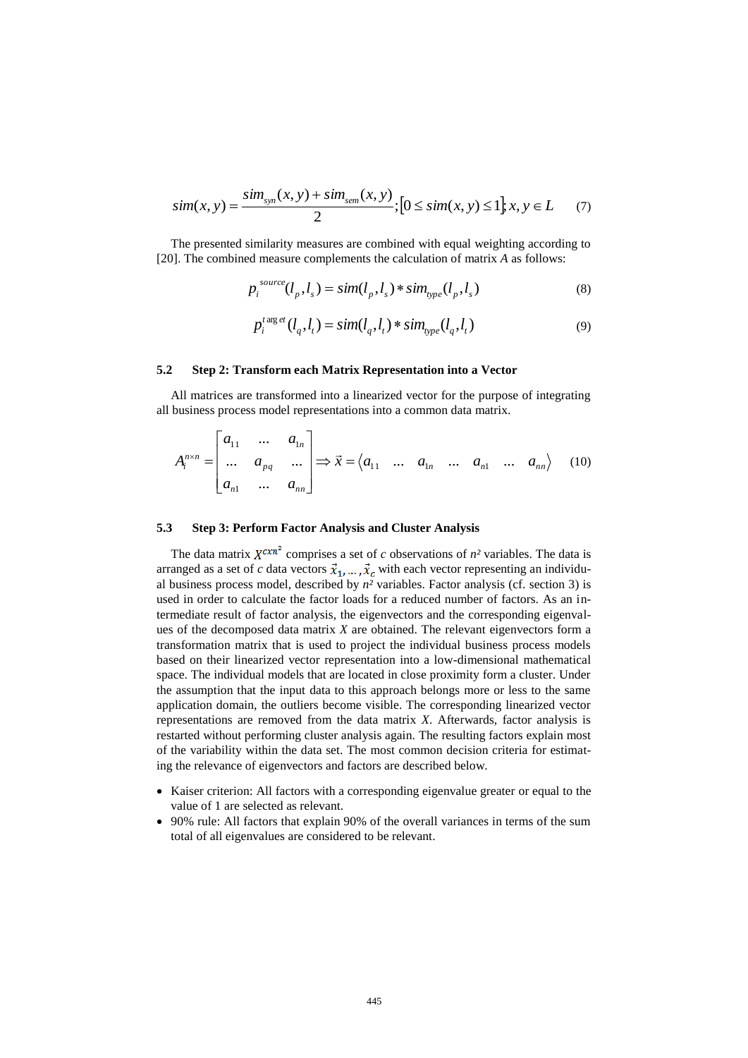$$sim(x,y) = \frac{sim_{syn}(x,y) + sim_{sem}(x,y)}{2}; [0 \leq sim(x,y) \leq 1]; x,y \in L \quad (7)$$

The presented similarity measures are combined with equal weighting according to [20]. The combined measure complements the calculation of matrix *A* as follows:

$$p_i^{source}(l_p, l_s) = sim(l_p, l_s) * sim_{type}(l_p, l_s) \quad (8)$$

$$p_i^{target}(l_q, l_t) = sim(l_q, l_t) * sim_{type}(l_q, l_t) \quad (9)$$

### 5.2 Step 2: Transform each Matrix Representation into a Vector

All matrices are transformed into a linearized vector for the purpose of integrating all business process model representations into a common data matrix.

$$A_i^{n \times n} = \begin{bmatrix} a_{11} & \dots & a_{1n} \\ \dots & a_{pq} & \dots \\ a_{n1} & \dots & a_{nn} \end{bmatrix} \Rightarrow \vec{x} = \langle a_{11} \quad \dots \quad a_{1n} \quad \dots \quad a_{n1} \quad \dots \quad a_{nn} \rangle \quad (10)$$

### 5.3 Step 3: Perform Factor Analysis and Cluster Analysis

The data matrix $X^{c x n^2}$ comprises a set of *c* observations of $n^2$ variables. The data is arranged as a set of *c* data vectors $\vec{x}_1, \dots, \vec{x}_c$ with each vector representing an individual business process model, described by $n^2$ variables. Factor analysis (cf. section 3) is used in order to calculate the factor loads for a reduced number of factors. As an intermediate result of factor analysis, the eigenvectors and the corresponding eigenvalues of the decomposed data matrix *X* are obtained. The relevant eigenvectors form a transformation matrix that is used to project the individual business process models based on their linearized vector representation into a low-dimensional mathematical space. The individual models that are located in close proximity form a cluster. Under the assumption that the input data to this approach belongs more or less to the same application domain, the outliers become visible. The corresponding linearized vector representations are removed from the data matrix *X*. Afterwards, factor analysis is restarted without performing cluster analysis again. The resulting factors explain most of the variability within the data set. The most common decision criteria for estimating the relevance of eigenvectors and factors are described below.

- Kaiser criterion: All factors with a corresponding eigenvalue greater or equal to the value of 1 are selected as relevant.
- 90% rule: All factors that explain 90% of the overall variances in terms of the sum total of all eigenvalues are considered to be relevant.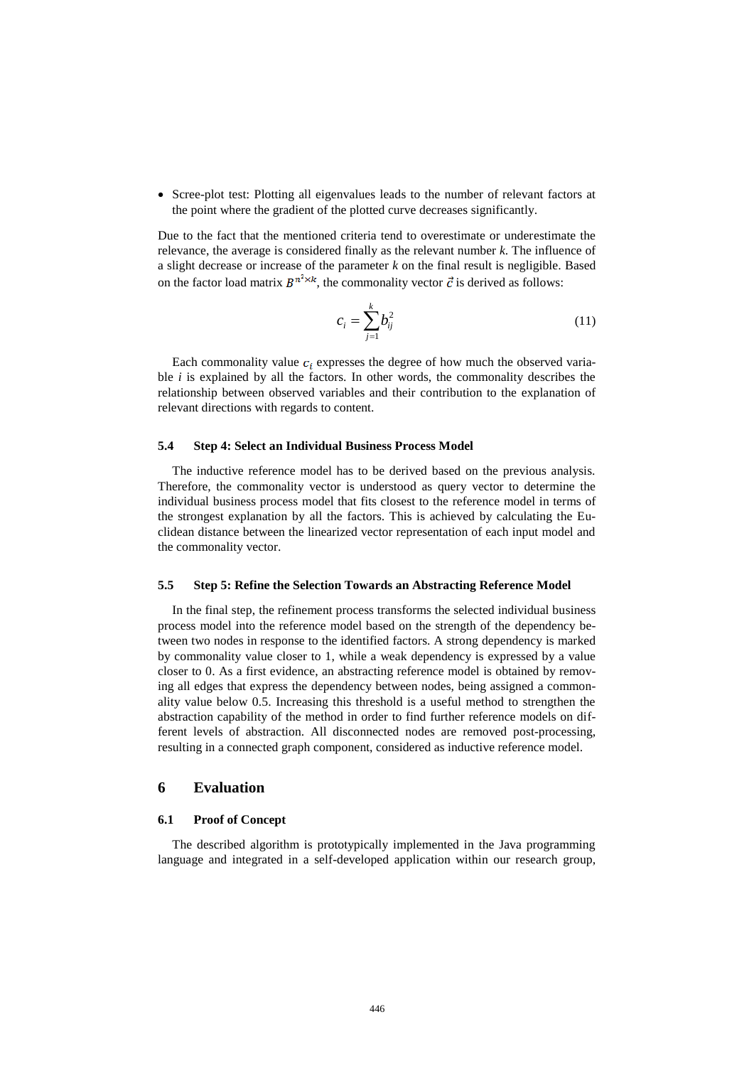- Scree-plot test: Plotting all eigenvalues leads to the number of relevant factors at the point where the gradient of the plotted curve decreases significantly.

Due to the fact that the mentioned criteria tend to overestimate or underestimate the relevance, the average is considered finally as the relevant number *k*. The influence of a slight decrease or increase of the parameter *k* on the final result is negligible. Based on the factor load matrix $B^{n^2 \times k}$, the commonality vector $\vec{c}$ is derived as follows:

$$c_i = \sum_{j=1}^{k} b_{ij}^2 \tag{11}$$

Each commonality value $c_i$ expresses the degree of how much the observed variable *i* is explained by all the factors. In other words, the commonality describes the relationship between observed variables and their contribution to the explanation of relevant directions with regards to content.

### 5.4 Step 4: Select an Individual Business Process Model

The inductive reference model has to be derived based on the previous analysis. Therefore, the commonality vector is understood as query vector to determine the individual business process model that fits closest to the reference model in terms of the strongest explanation by all the factors. This is achieved by calculating the Euclidean distance between the linearized vector representation of each input model and the commonality vector.

### 5.5 Step 5: Refine the Selection Towards an Abstracting Reference Model

In the final step, the refinement process transforms the selected individual business process model into the reference model based on the strength of the dependency between two nodes in response to the identified factors. A strong dependency is marked by commonality value closer to 1, while a weak dependency is expressed by a value closer to 0. As a first evidence, an abstracting reference model is obtained by removing all edges that express the dependency between nodes, being assigned a commonality value below 0.5. Increasing this threshold is a useful method to strengthen the abstraction capability of the method in order to find further reference models on different levels of abstraction. All disconnected nodes are removed post-processing, resulting in a connected graph component, considered as inductive reference model.

## 6 Evaluation

### 6.1 Proof of Concept

The described algorithm is prototypically implemented in the Java programming language and integrated in a self-developed application within our research group,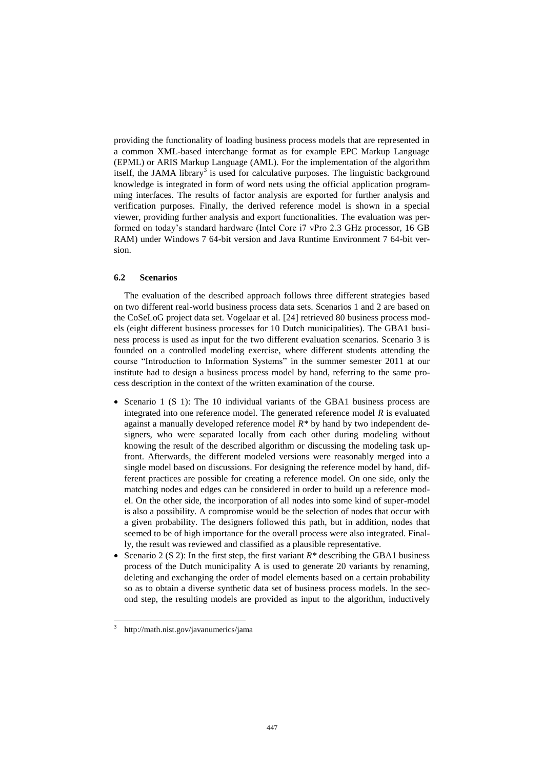providing the functionality of loading business process models that are represented in a common XML-based interchange format as for example EPC Markup Language (EPML) or ARIS Markup Language (AML). For the implementation of the algorithm itself, the JAMA library[3] is used for calculative purposes. The linguistic background knowledge is integrated in form of word nets using the official application programming interfaces. The results of factor analysis are exported for further analysis and verification purposes. Finally, the derived reference model is shown in a special viewer, providing further analysis and export functionalities. The evaluation was performed on today's standard hardware (Intel Core i7 vPro 2.3 GHz processor, 16 GB RAM) under Windows 7 64-bit version and Java Runtime Environment 7 64-bit version.

### 6.2 Scenarios

The evaluation of the described approach follows three different strategies based on two different real-world business process data sets. Scenarios 1 and 2 are based on the CoSeLoG project data set. Vogelaar et al. [24] retrieved 80 business process models (eight different business processes for 10 Dutch municipalities). The GBA1 business process is used as input for the two different evaluation scenarios. Scenario 3 is founded on a controlled modeling exercise, where different students attending the course "Introduction to Information Systems" in the summer semester 2011 at our institute had to design a business process model by hand, referring to the same process description in the context of the written examination of the course.

- Scenario 1 (S 1): The 10 individual variants of the GBA1 business process are integrated into one reference model. The generated reference model $R$ is evaluated against a manually developed reference model $R^*$ by hand by two independent designers, who were separated locally from each other during modeling without knowing the result of the described algorithm or discussing the modeling task upfront. Afterwards, the different modeled versions were reasonably merged into a single model based on discussions. For designing the reference model by hand, different practices are possible for creating a reference model. On one side, only the matching nodes and edges can be considered in order to build up a reference model. On the other side, the incorporation of all nodes into some kind of super-model is also a possibility. A compromise would be the selection of nodes that occur with a given probability. The designers followed this path, but in addition, nodes that seemed to be of high importance for the overall process were also integrated. Finally, the result was reviewed and classified as a plausible representative.
- Scenario 2 (S 2): In the first step, the first variant $R^*$ describing the GBA1 business process of the Dutch municipality A is used to generate 20 variants by renaming, deleting and exchanging the order of model elements based on a certain probability so as to obtain a diverse synthetic data set of business process models. In the second step, the resulting models are provided as input to the algorithm, inductively

[3] http://math.nist.gov/javanumerics/jama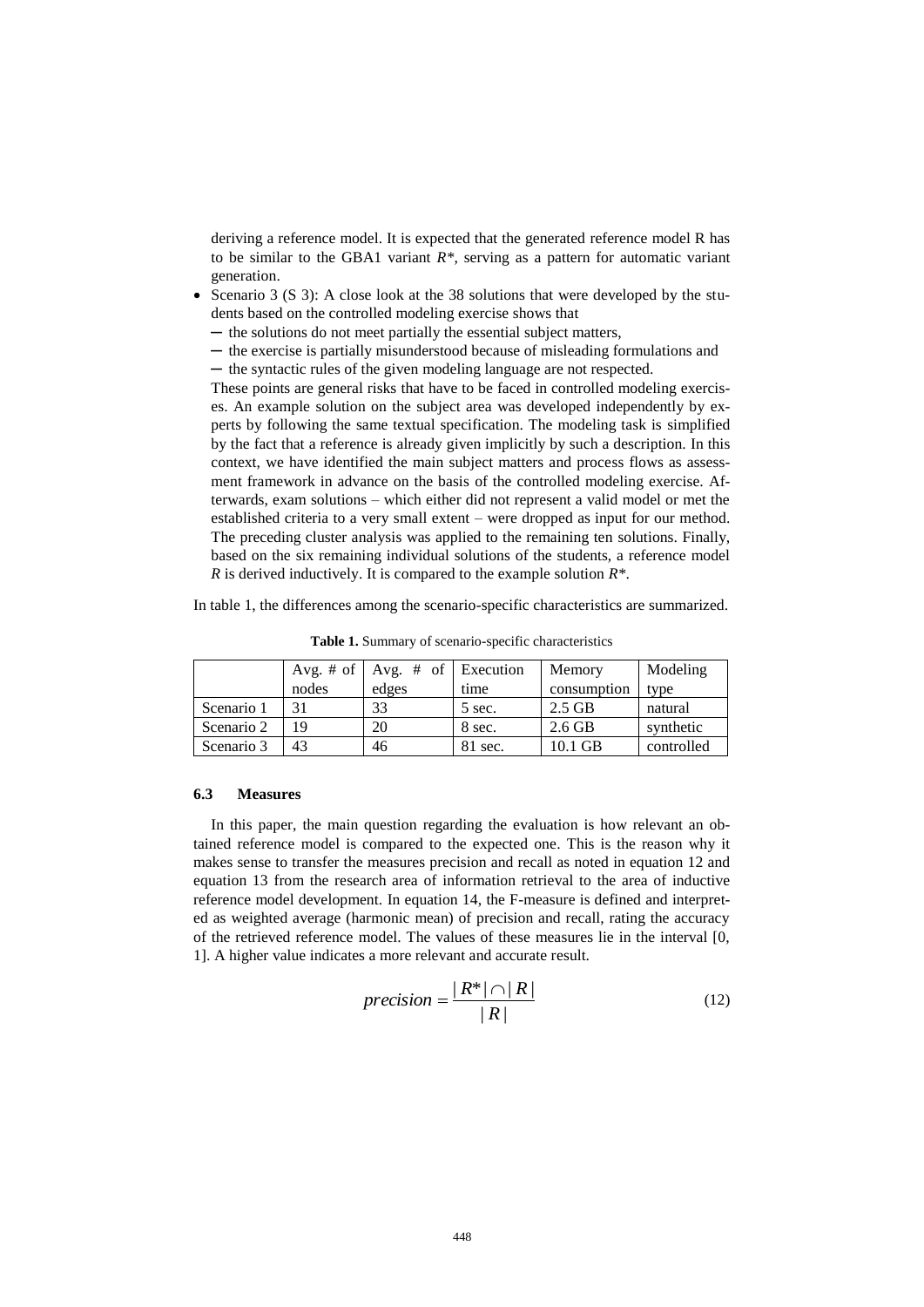deriving a reference model. It is expected that the generated reference model R has to be similar to the GBA1 variant *R\**, serving as a pattern for automatic variant generation.

- Scenario 3 (S 3): A close look at the 38 solutions that were developed by the students based on the controlled modeling exercise shows that
  - the solutions do not meet partially the essential subject matters,
  - the exercise is partially misunderstood because of misleading formulations and
  - the syntactic rules of the given modeling language are not respected.

  These points are general risks that have to be faced in controlled modeling exercises. An example solution on the subject area was developed independently by experts by following the same textual specification. The modeling task is simplified by the fact that a reference is already given implicitly by such a description. In this context, we have identified the main subject matters and process flows as assessment framework in advance on the basis of the controlled modeling exercise. Afterwards, exam solutions – which either did not represent a valid model or met the established criteria to a very small extent – were dropped as input for our method. The preceding cluster analysis was applied to the remaining ten solutions. Finally, based on the six remaining individual solutions of the students, a reference model *R* is derived inductively. It is compared to the example solution *R\**.

In table 1, the differences among the scenario-specific characteristics are summarized.

**Table 1.** Summary of scenario-specific characteristics

| | Avg. # of nodes | Avg. # of edges | Execution time | Memory consumption | Modeling type |
|---|---|---|---|---|---|
| Scenario 1 | 31 | 33 | 5 sec. | 2.5 GB | natural |
| Scenario 2 | 19 | 20 | 8 sec. | 2.6 GB | synthetic |
| Scenario 3 | 43 | 46 | 81 sec. | 10.1 GB | controlled |

### 6.3 Measures

In this paper, the main question regarding the evaluation is how relevant an obtained reference model is compared to the expected one. This is the reason why it makes sense to transfer the measures precision and recall as noted in equation 12 and equation 13 from the research area of information retrieval to the area of inductive reference model development. In equation 14, the F-measure is defined and interpreted as weighted average (harmonic mean) of precision and recall, rating the accuracy of the retrieved reference model. The values of these measures lie in the interval [0, 1]. A higher value indicates a more relevant and accurate result.

$$precision = \frac{|R^*| \cap |R|}{|R|} \tag{12}$$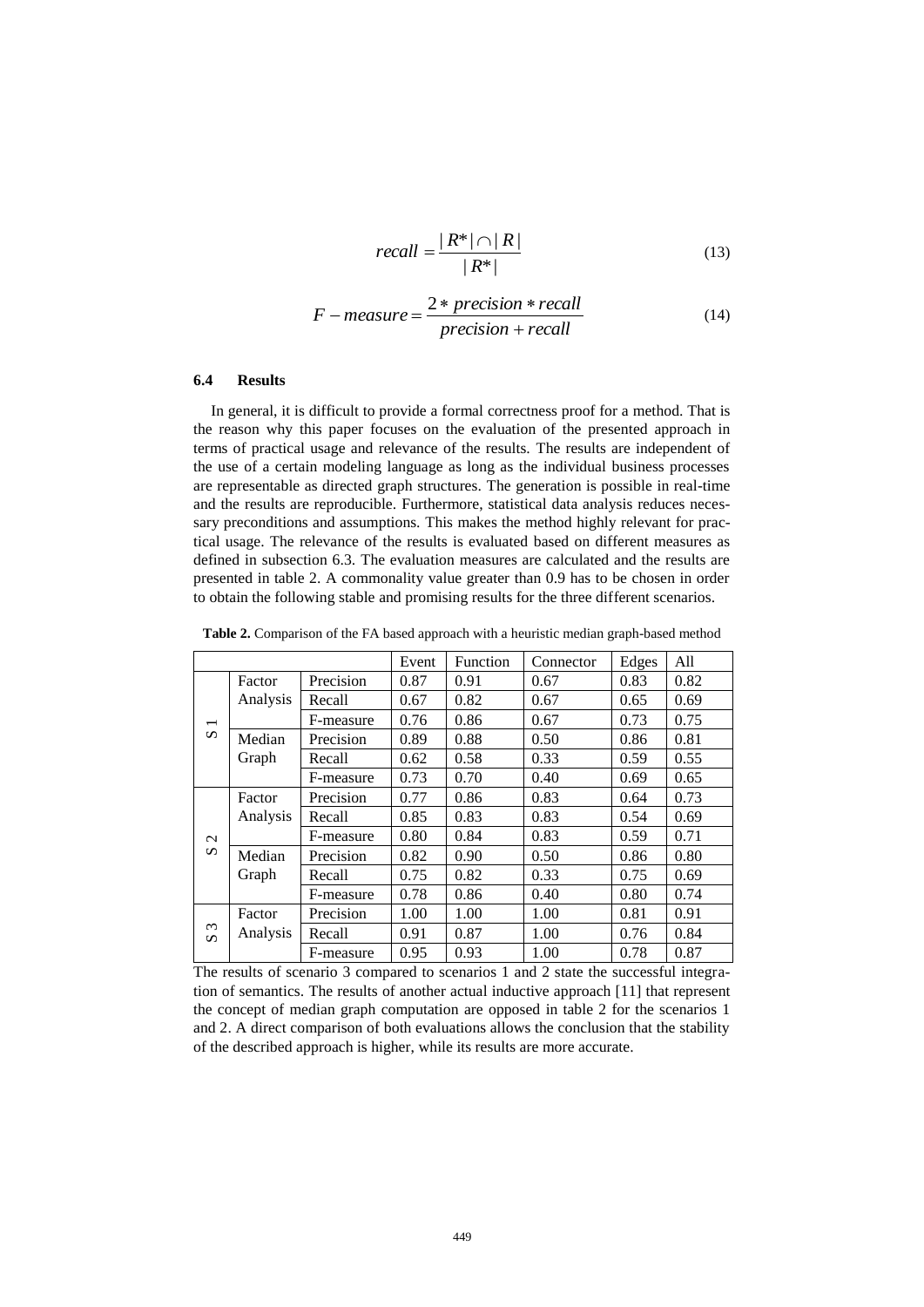$$recall = \frac{|R^*| \cap |R|}{|R^*|} \tag{13}$$

$$F - measure = \frac{2 * precision * recall}{precision + recall} \tag{14}$$

### 6.4 Results

In general, it is difficult to provide a formal correctness proof for a method. That is the reason why this paper focuses on the evaluation of the presented approach in terms of practical usage and relevance of the results. The results are independent of the use of a certain modeling language as long as the individual business processes are representable as directed graph structures. The generation is possible in real-time and the results are reproducible. Furthermore, statistical data analysis reduces necessary preconditions and assumptions. This makes the method highly relevant for practical usage. The relevance of the results is evaluated based on different measures as defined in subsection 6.3. The evaluation measures are calculated and the results are presented in table 2. A commonality value greater than 0.9 has to be chosen in order to obtain the following stable and promising results for the three different scenarios.

**Table 2.** Comparison of the FA based approach with a heuristic median graph-based method

| | | | Event | Function | Connector | Edges | All |
|---|---|---|---|---|---|---|---|
| S 1 | Factor Analysis | Precision | 0.87 | 0.91 | 0.67 | 0.83 | 0.82 |
| | | Recall | 0.67 | 0.82 | 0.67 | 0.65 | 0.69 |
| | | F-measure | 0.76 | 0.86 | 0.67 | 0.73 | 0.75 |
| | Median Graph | Precision | 0.89 | 0.88 | 0.50 | 0.86 | 0.81 |
| | | Recall | 0.62 | 0.58 | 0.33 | 0.59 | 0.55 |
| | | F-measure | 0.73 | 0.70 | 0.40 | 0.69 | 0.65 |
| S 2 | Factor Analysis | Precision | 0.77 | 0.86 | 0.83 | 0.64 | 0.73 |
| | | Recall | 0.85 | 0.83 | 0.83 | 0.54 | 0.69 |
| | | F-measure | 0.80 | 0.84 | 0.83 | 0.59 | 0.71 |
| | Median Graph | Precision | 0.82 | 0.90 | 0.50 | 0.86 | 0.80 |
| | | Recall | 0.75 | 0.82 | 0.33 | 0.75 | 0.69 |
| | | F-measure | 0.78 | 0.86 | 0.40 | 0.80 | 0.74 |
| S 3 | Factor Analysis | Precision | 1.00 | 1.00 | 1.00 | 0.81 | 0.91 |
| | | Recall | 0.91 | 0.87 | 1.00 | 0.76 | 0.84 |
| | | F-measure | 0.95 | 0.93 | 1.00 | 0.78 | 0.87 |

The results of scenario 3 compared to scenarios 1 and 2 state the successful integration of semantics. The results of another actual inductive approach [11] that represent the concept of median graph computation are opposed in table 2 for the scenarios 1 and 2. A direct comparison of both evaluations allows the conclusion that the stability of the described approach is higher, while its results are more accurate.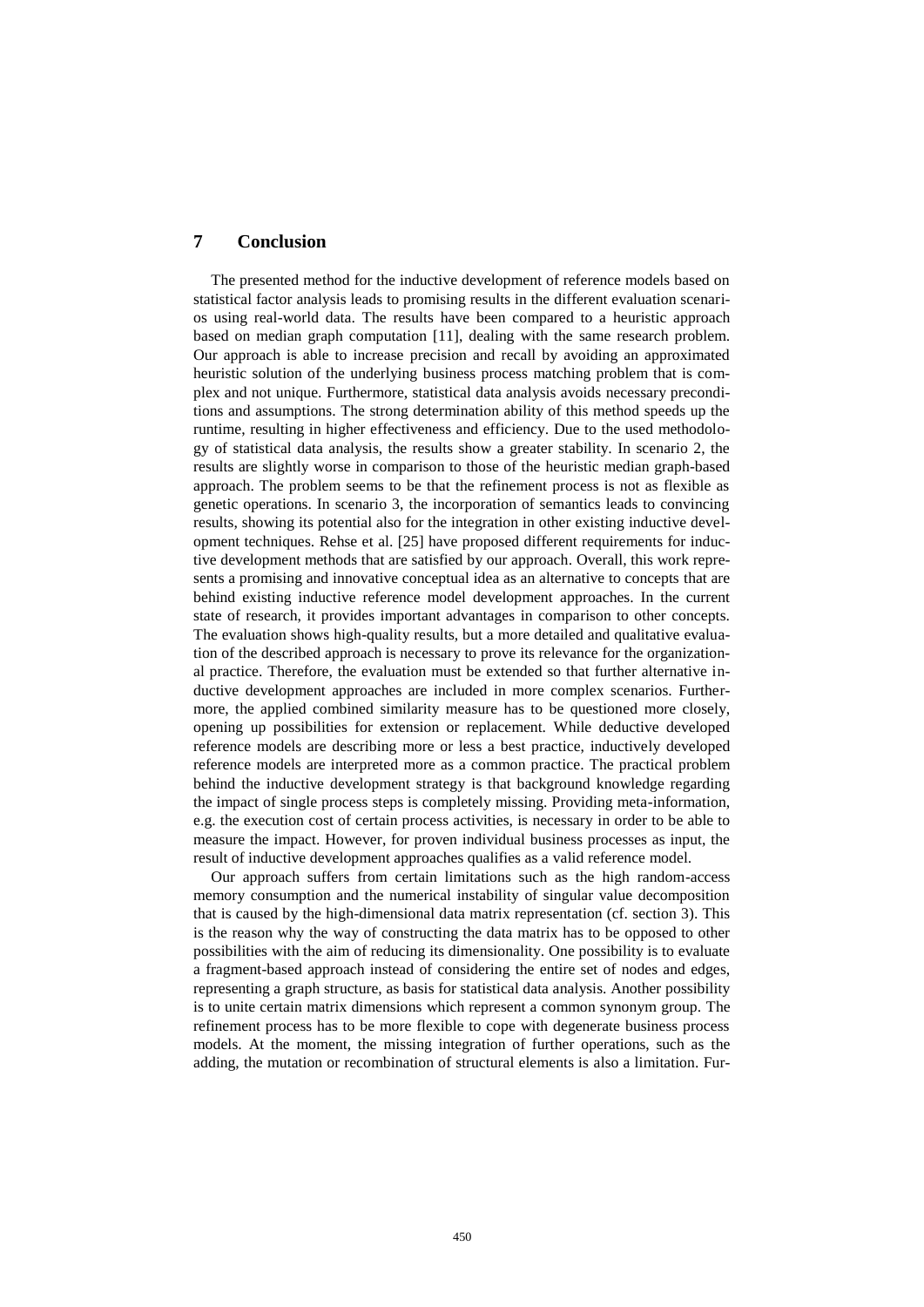## 7 Conclusion

The presented method for the inductive development of reference models based on statistical factor analysis leads to promising results in the different evaluation scenarios using real-world data. The results have been compared to a heuristic approach based on median graph computation [11], dealing with the same research problem. Our approach is able to increase precision and recall by avoiding an approximated heuristic solution of the underlying business process matching problem that is complex and not unique. Furthermore, statistical data analysis avoids necessary preconditions and assumptions. The strong determination ability of this method speeds up the runtime, resulting in higher effectiveness and efficiency. Due to the used methodology of statistical data analysis, the results show a greater stability. In scenario 2, the results are slightly worse in comparison to those of the heuristic median graph-based approach. The problem seems to be that the refinement process is not as flexible as genetic operations. In scenario 3, the incorporation of semantics leads to convincing results, showing its potential also for the integration in other existing inductive development techniques. Rehse et al. [25] have proposed different requirements for inductive development methods that are satisfied by our approach. Overall, this work represents a promising and innovative conceptual idea as an alternative to concepts that are behind existing inductive reference model development approaches. In the current state of research, it provides important advantages in comparison to other concepts. The evaluation shows high-quality results, but a more detailed and qualitative evaluation of the described approach is necessary to prove its relevance for the organizational practice. Therefore, the evaluation must be extended so that further alternative inductive development approaches are included in more complex scenarios. Furthermore, the applied combined similarity measure has to be questioned more closely, opening up possibilities for extension or replacement. While deductive developed reference models are describing more or less a best practice, inductively developed reference models are interpreted more as a common practice. The practical problem behind the inductive development strategy is that background knowledge regarding the impact of single process steps is completely missing. Providing meta-information, e.g. the execution cost of certain process activities, is necessary in order to be able to measure the impact. However, for proven individual business processes as input, the result of inductive development approaches qualifies as a valid reference model.

Our approach suffers from certain limitations such as the high random-access memory consumption and the numerical instability of singular value decomposition that is caused by the high-dimensional data matrix representation (cf. section 3). This is the reason why the way of constructing the data matrix has to be opposed to other possibilities with the aim of reducing its dimensionality. One possibility is to evaluate a fragment-based approach instead of considering the entire set of nodes and edges, representing a graph structure, as basis for statistical data analysis. Another possibility is to unite certain matrix dimensions which represent a common synonym group. The refinement process has to be more flexible to cope with degenerate business process models. At the moment, the missing integration of further operations, such as the adding, the mutation or recombination of structural elements is also a limitation. Fur-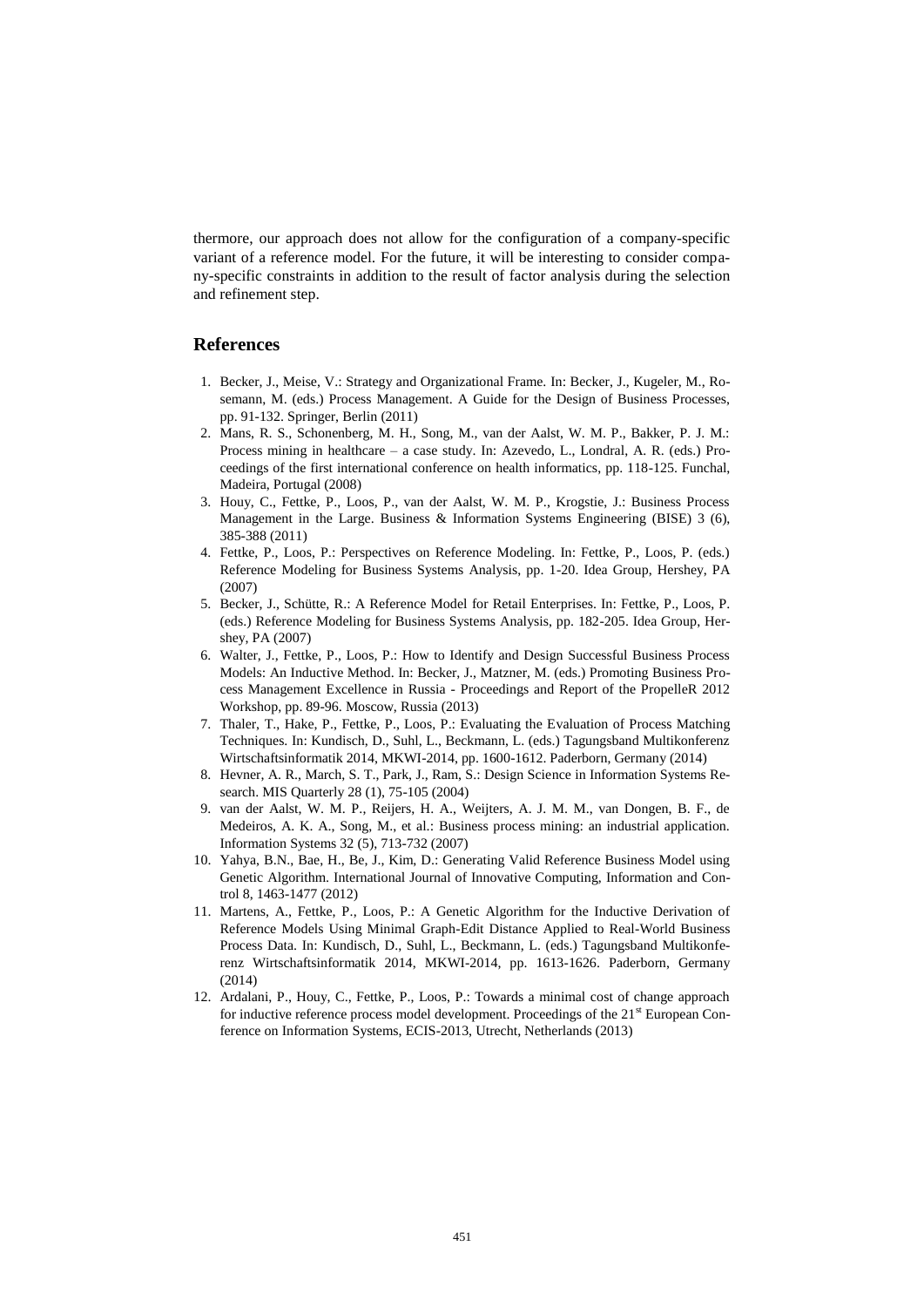thermore, our approach does not allow for the configuration of a company-specific variant of a reference model. For the future, it will be interesting to consider company-specific constraints in addition to the result of factor analysis during the selection and refinement step.

## References

1. Becker, J., Meise, V.: Strategy and Organizational Frame. In: Becker, J., Kugeler, M., Rosemann, M. (eds.) Process Management. A Guide for the Design of Business Processes, pp. 91-132. Springer, Berlin (2011)
2. Mans, R. S., Schonenberg, M. H., Song, M., van der Aalst, W. M. P., Bakker, P. J. M.: Process mining in healthcare – a case study. In: Azevedo, L., Londral, A. R. (eds.) Proceedings of the first international conference on health informatics, pp. 118-125. Funchal, Madeira, Portugal (2008)
3. Houy, C., Fettke, P., Loos, P., van der Aalst, W. M. P., Krogstie, J.: Business Process Management in the Large. Business & Information Systems Engineering (BISE) 3 (6), 385-388 (2011)
4. Fettke, P., Loos, P.: Perspectives on Reference Modeling. In: Fettke, P., Loos, P. (eds.) Reference Modeling for Business Systems Analysis, pp. 1-20. Idea Group, Hershey, PA (2007)
5. Becker, J., Schütte, R.: A Reference Model for Retail Enterprises. In: Fettke, P., Loos, P. (eds.) Reference Modeling for Business Systems Analysis, pp. 182-205. Idea Group, Hershey, PA (2007)
6. Walter, J., Fettke, P., Loos, P.: How to Identify and Design Successful Business Process Models: An Inductive Method. In: Becker, J., Matzner, M. (eds.) Promoting Business Process Management Excellence in Russia - Proceedings and Report of the PropelleR 2012 Workshop, pp. 89-96. Moscow, Russia (2013)
7. Thaler, T., Hake, P., Fettke, P., Loos, P.: Evaluating the Evaluation of Process Matching Techniques. In: Kundisch, D., Suhl, L., Beckmann, L. (eds.) Tagungsband Multikonferenz Wirtschaftsinformatik 2014, MKWI-2014, pp. 1600-1612. Paderborn, Germany (2014)
8. Hevner, A. R., March, S. T., Park, J., Ram, S.: Design Science in Information Systems Research. MIS Quarterly 28 (1), 75-105 (2004)
9. van der Aalst, W. M. P., Reijers, H. A., Weijters, A. J. M. M., van Dongen, B. F., de Medeiros, A. K. A., Song, M., et al.: Business process mining: an industrial application. Information Systems 32 (5), 713-732 (2007)
10. Yahya, B.N., Bae, H., Be, J., Kim, D.: Generating Valid Reference Business Model using Genetic Algorithm. International Journal of Innovative Computing, Information and Control 8, 1463-1477 (2012)
11. Martens, A., Fettke, P., Loos, P.: A Genetic Algorithm for the Inductive Derivation of Reference Models Using Minimal Graph-Edit Distance Applied to Real-World Business Process Data. In: Kundisch, D., Suhl, L., Beckmann, L. (eds.) Tagungsband Multikonferenz Wirtschaftsinformatik 2014, MKWI-2014, pp. 1613-1626. Paderborn, Germany (2014)
12. Ardalani, P., Houy, C., Fettke, P., Loos, P.: Towards a minimal cost of change approach for inductive reference process model development. Proceedings of the 21st European Conference on Information Systems, ECIS-2013, Utrecht, Netherlands (2013)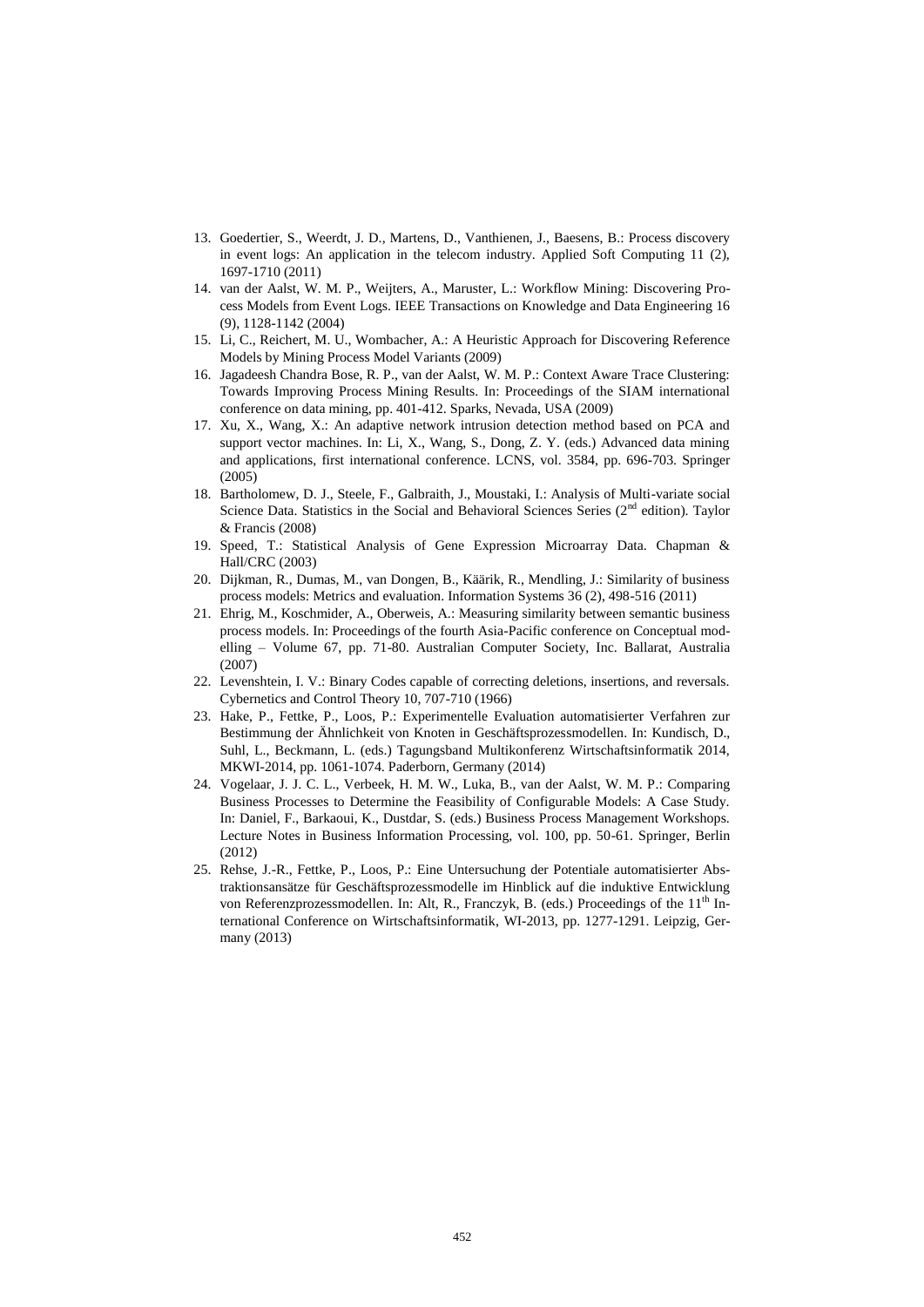13. Goedertier, S., Weerdt, J. D., Martens, D., Vanthienen, J., Baesens, B.: Process discovery in event logs: An application in the telecom industry. Applied Soft Computing 11 (2), 1697-1710 (2011)
14. van der Aalst, W. M. P., Weijters, A., Maruster, L.: Workflow Mining: Discovering Process Models from Event Logs. IEEE Transactions on Knowledge and Data Engineering 16 (9), 1128-1142 (2004)
15. Li, C., Reichert, M. U., Wombacher, A.: A Heuristic Approach for Discovering Reference Models by Mining Process Model Variants (2009)
16. Jagadeesh Chandra Bose, R. P., van der Aalst, W. M. P.: Context Aware Trace Clustering: Towards Improving Process Mining Results. In: Proceedings of the SIAM international conference on data mining, pp. 401-412. Sparks, Nevada, USA (2009)
17. Xu, X., Wang, X.: An adaptive network intrusion detection method based on PCA and support vector machines. In: Li, X., Wang, S., Dong, Z. Y. (eds.) Advanced data mining and applications, first international conference. LCNS, vol. 3584, pp. 696-703. Springer (2005)
18. Bartholomew, D. J., Steele, F., Galbraith, J., Moustaki, I.: Analysis of Multi-variate social Science Data. Statistics in the Social and Behavioral Sciences Series (2nd edition). Taylor & Francis (2008)
19. Speed, T.: Statistical Analysis of Gene Expression Microarray Data. Chapman & Hall/CRC (2003)
20. Dijkman, R., Dumas, M., van Dongen, B., Käärik, R., Mendling, J.: Similarity of business process models: Metrics and evaluation. Information Systems 36 (2), 498-516 (2011)
21. Ehrig, M., Koschmider, A., Oberweis, A.: Measuring similarity between semantic business process models. In: Proceedings of the fourth Asia-Pacific conference on Conceptual modelling – Volume 67, pp. 71-80. Australian Computer Society, Inc. Ballarat, Australia (2007)
22. Levenshtein, I. V.: Binary Codes capable of correcting deletions, insertions, and reversals. Cybernetics and Control Theory 10, 707-710 (1966)
23. Hake, P., Fettke, P., Loos, P.: Experimentelle Evaluation automatisierter Verfahren zur Bestimmung der Ähnlichkeit von Knoten in Geschäftsprozessmodellen. In: Kundisch, D., Suhl, L., Beckmann, L. (eds.) Tagungsband Multikonferenz Wirtschaftsinformatik 2014, MKWI-2014, pp. 1061-1074. Paderborn, Germany (2014)
24. Vogelaar, J. J. C. L., Verbeek, H. M. W., Luka, B., van der Aalst, W. M. P.: Comparing Business Processes to Determine the Feasibility of Configurable Models: A Case Study. In: Daniel, F., Barkaoui, K., Dustdar, S. (eds.) Business Process Management Workshops. Lecture Notes in Business Information Processing, vol. 100, pp. 50-61. Springer, Berlin (2012)
25. Rehse, J.-R., Fettke, P., Loos, P.: Eine Untersuchung der Potentiale automatisierter Abstraktionsansätze für Geschäftsprozessmodelle im Hinblick auf die induktive Entwicklung von Referenzprozessmodellen. In: Alt, R., Franczyk, B. (eds.) Proceedings of the 11th International Conference on Wirtschaftsinformatik, WI-2013, pp. 1277-1291. Leipzig, Germany (2013)